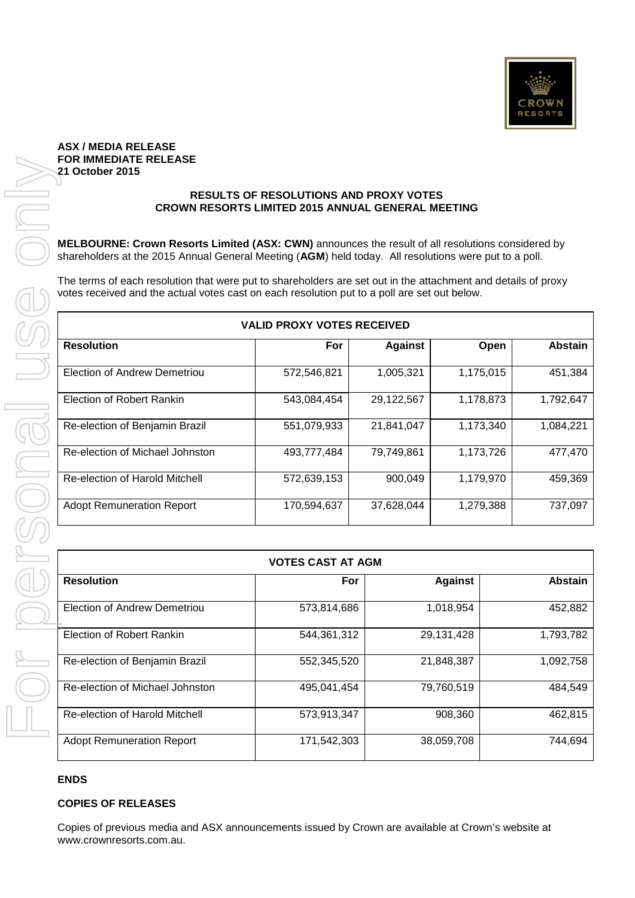**ASX / MEDIA RELEASE**
**FOR IMMEDIATE RELEASE**
**21 October 2015**

## RESULTS OF RESOLUTIONS AND PROXY VOTES
## CROWN RESORTS LIMITED 2015 ANNUAL GENERAL MEETING

**MELBOURNE: Crown Resorts Limited (ASX: CWN)** announces the result of all resolutions considered by shareholders at the 2015 Annual General Meeting (**AGM**) held today. All resolutions were put to a poll.

The terms of each resolution that were put to shareholders are set out in the attachment and details of proxy votes received and the actual votes cast on each resolution put to a poll are set out below.

| VALID PROXY VOTES RECEIVED | | | | |
|---|---|---|---|---|
| **Resolution** | **For** | **Against** | **Open** | **Abstain** |
| Election of Andrew Demetriou | 572,546,821 | 1,005,321 | 1,175,015 | 451,384 |
| Election of Robert Rankin | 543,084,454 | 29,122,567 | 1,178,873 | 1,792,647 |
| Re-election of Benjamin Brazil | 551,079,933 | 21,841,047 | 1,173,340 | 1,084,221 |
| Re-election of Michael Johnston | 493,777,484 | 79,749,861 | 1,173,726 | 477,470 |
| Re-election of Harold Mitchell | 572,639,153 | 900,049 | 1,179,970 | 459,369 |
| Adopt Remuneration Report | 170,594,637 | 37,628,044 | 1,279,388 | 737,097 |

| VOTES CAST AT AGM | | | |
|---|---|---|---|
| **Resolution** | **For** | **Against** | **Abstain** |
| Election of Andrew Demetriou | 573,814,686 | 1,018,954 | 452,882 |
| Election of Robert Rankin | 544,361,312 | 29,131,428 | 1,793,782 |
| Re-election of Benjamin Brazil | 552,345,520 | 21,848,387 | 1,092,758 |
| Re-election of Michael Johnston | 495,041,454 | 79,760,519 | 484,549 |
| Re-election of Harold Mitchell | 573,913,347 | 908,360 | 462,815 |
| Adopt Remuneration Report | 171,542,303 | 38,059,708 | 744,694 |

**ENDS**

**COPIES OF RELEASES**

Copies of previous media and ASX announcements issued by Crown are available at Crown's website at www.crownresorts.com.au.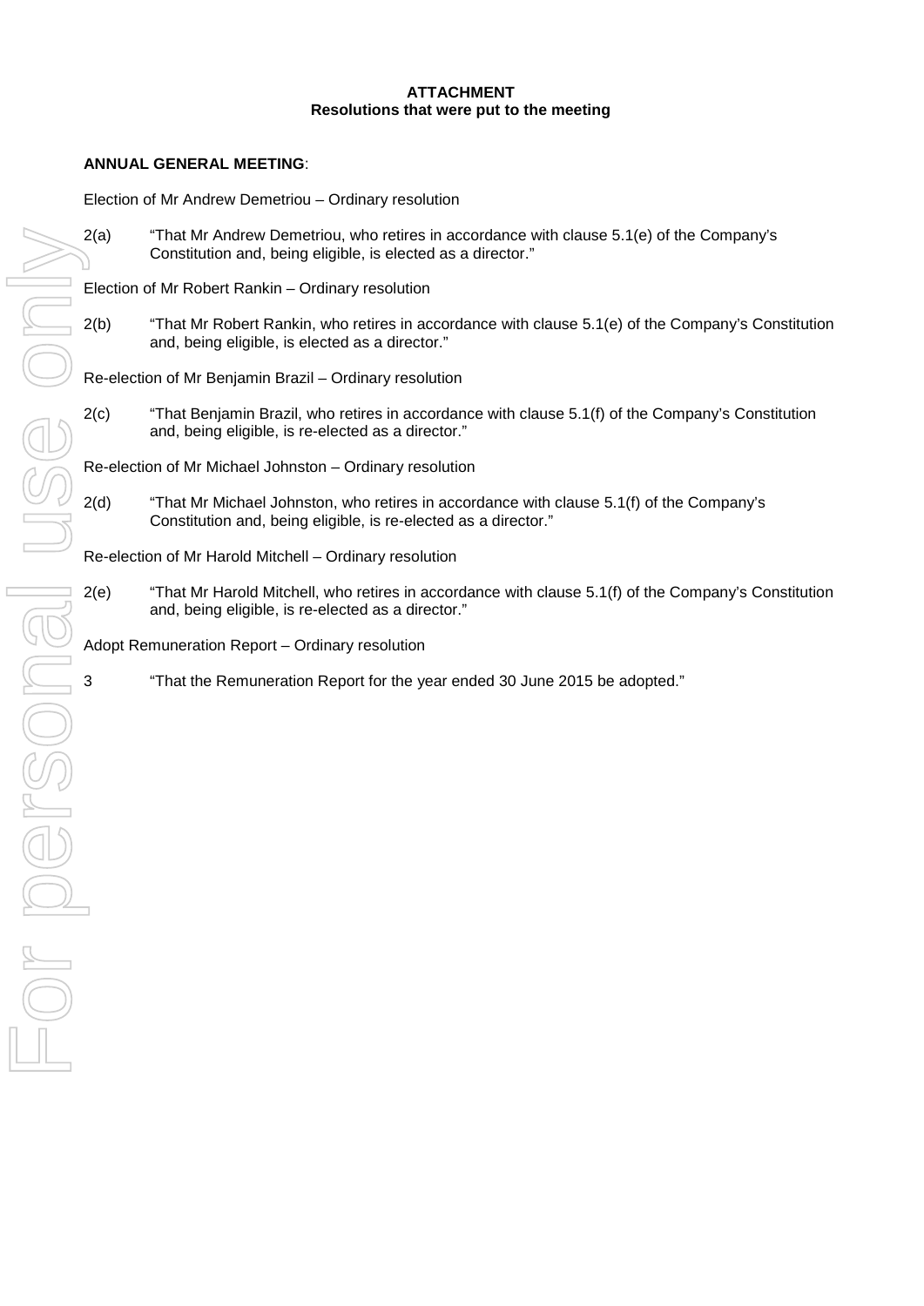**ATTACHMENT**
**Resolutions that were put to the meeting**

**ANNUAL GENERAL MEETING**:

Election of Mr Andrew Demetriou – Ordinary resolution

2(a) "That Mr Andrew Demetriou, who retires in accordance with clause 5.1(e) of the Company's Constitution and, being eligible, is elected as a director."

Election of Mr Robert Rankin – Ordinary resolution

2(b) "That Mr Robert Rankin, who retires in accordance with clause 5.1(e) of the Company's Constitution and, being eligible, is elected as a director."

Re-election of Mr Benjamin Brazil – Ordinary resolution

2(c) "That Benjamin Brazil, who retires in accordance with clause 5.1(f) of the Company's Constitution and, being eligible, is re-elected as a director."

Re-election of Mr Michael Johnston – Ordinary resolution

2(d) "That Mr Michael Johnston, who retires in accordance with clause 5.1(f) of the Company's Constitution and, being eligible, is re-elected as a director."

Re-election of Mr Harold Mitchell – Ordinary resolution

2(e) "That Mr Harold Mitchell, who retires in accordance with clause 5.1(f) of the Company's Constitution and, being eligible, is re-elected as a director."

Adopt Remuneration Report – Ordinary resolution

3 "That the Remuneration Report for the year ended 30 June 2015 be adopted."